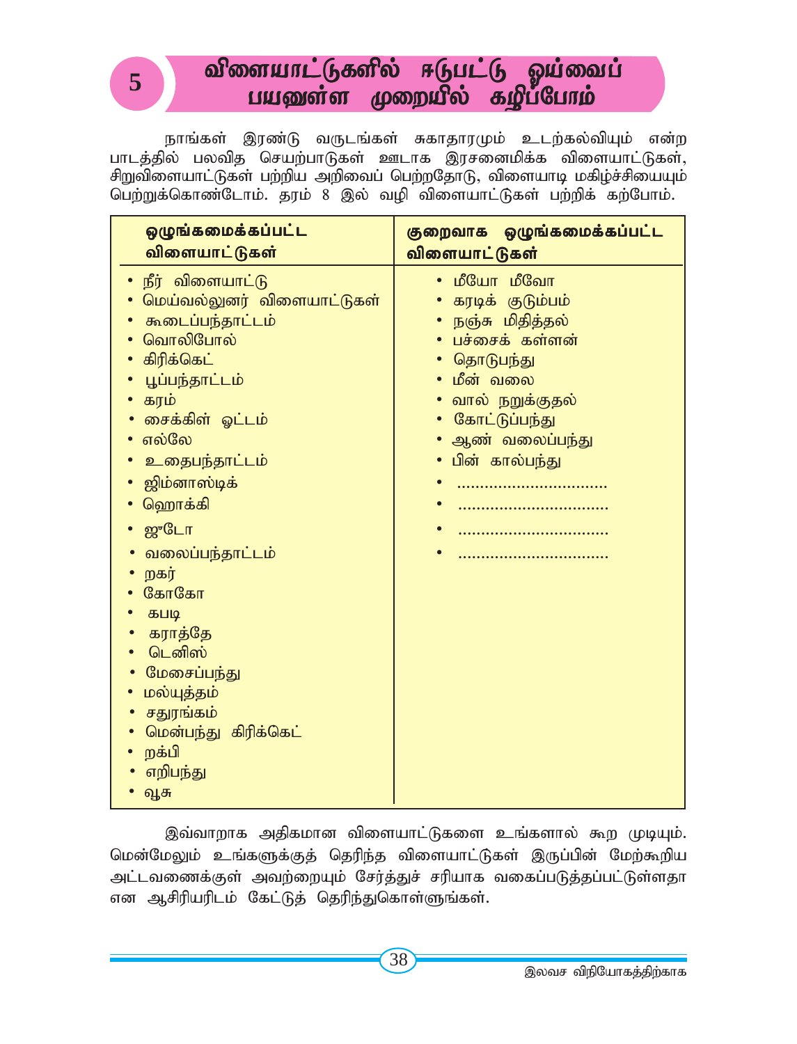# 5 விளையாட்டுகளில் ஈடுபட்டு ஓய்வைப் பயனுள்ள முறையில் கழிப்போம்

நாங்கள் இரண்டு வருடங்கள் சுகாதாரமும் உடற்கல்வியும் என்ற பாடத்தில் பலவித செயற்பாடுகள் ஊடாக இரசனைமிக்க விளையாட்டுகள், சிறுவிளையாட்டுகள் பற்றிய அறிவைப் பெற்றதோடு, விளையாடி மகிழ்ச்சியையும் பெற்றுக்கொண்டோம். தரம் 8 இல் வழி விளையாட்டுகள் பற்றிக் கற்போம்.

| ஒழுங்கமைக்கப்பட்ட விளையாட்டுகள் | குறைவாக ஒழுங்கமைக்கப்பட்ட விளையாட்டுகள் |
|---|---|
| • நீர் விளையாட்டு | • மீயோ மீவோ |
| • மெய்வல்லுனர் விளையாட்டுகள் | • கரடிக் குடும்பம் |
| • கூடைப்பந்தாட்டம் | • நஞ்சு மிதித்தல் |
| • வொலிபோல் | • பச்சைக் கள்ளன் |
| • கிரிக்கெட் | • தொடுபந்து |
| • பூப்பந்தாட்டம் | • மீன் வலை |
| • கரம் | • வால் நறுக்குதல் |
| • சைக்கிள் ஓட்டம் | • கோட்டுப்பந்து |
| • எல்லே | • ஆண் வலைப்பந்து |
| • உதைபந்தாட்டம் | • பின் கால்பந்து |
| • ஜிம்னாஸ்டிக் | • ................................ |
| • ஹொக்கி | • ................................ |
| • ஜுடோ | • ................................ |
| • வலைப்பந்தாட்டம் | • ................................ |
| • றகர் | |
| • கோகோ | |
| • கபடி | |
| • கராத்தே | |
| • டெனிஸ் | |
| • மேசைப்பந்து | |
| • மல்யுத்தம் | |
| • சதுரங்கம் | |
| • மென்பந்து கிரிக்கெட் | |
| • றக்பி | |
| • எறிபந்து | |
| • வூசு | |

இவ்வாறாக அதிகமான விளையாட்டுகளை உங்களால் கூற முடியும். மென்மேலும் உங்களுக்குத் தெரிந்த விளையாட்டுகள் இருப்பின் மேற்கூறிய அட்டவணைக்குள் அவற்றையும் சேர்த்துச் சரியாக வகைப்படுத்தப்பட்டுள்ளதா என ஆசிரியரிடம் கேட்டுத் தெரிந்துகொள்ளுங்கள்.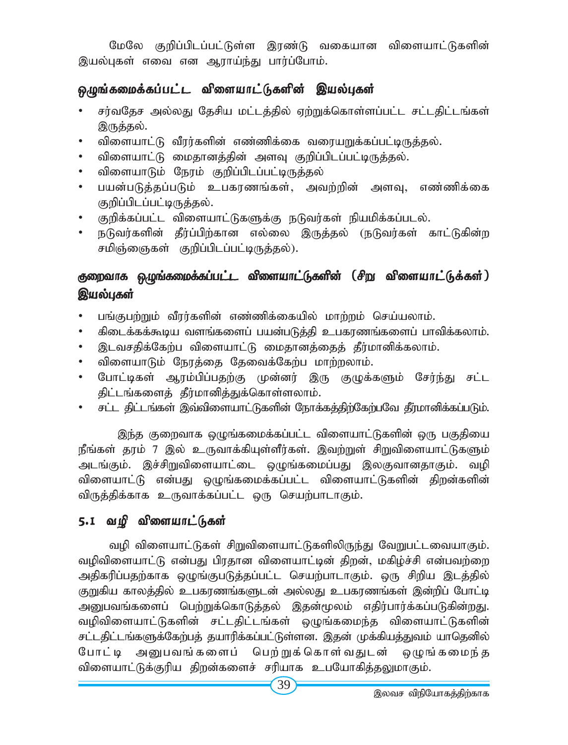மேலே குறிப்பிடப்பட்டுள்ள இரண்டு வகையான விளையாட்டுகளின் இயல்புகள் எவை என ஆராய்ந்து பார்ப்போம்.

### ஒழுங்கமைக்கப்பட்ட விளையாட்டுகளின் இயல்புகள்

- சர்வதேச அல்லது தேசிய மட்டத்தில் ஏற்றுக்கொள்ளப்பட்ட சட்டதிட்டங்கள் இருத்தல்.
- விளையாட்டு வீரர்களின் எண்ணிக்கை வரையறுக்கப்பட்டிருத்தல்.
- விளையாட்டு மைதானத்தின் அளவு குறிப்பிடப்பட்டிருத்தல்.
- விளையாடும் நேரம் குறிப்பிடப்பட்டிருத்தல்
- பயன்படுத்தப்படும் உபகரணங்கள், அவற்றின் அளவு, எண்ணிக்கை குறிப்பிடப்பட்டிருத்தல்.
- குறிக்கப்பட்ட விளையாட்டுகளுக்கு நடுவர்கள் நியமிக்கப்படல்.
- நடுவர்களின் தீர்ப்பிற்கான எல்லை இருத்தல் (நடுவர்கள் காட்டுகின்ற சமிஞ்ஞைகள் குறிப்பிடப்பட்டிருத்தல்).

### குறைவாக ஒழுங்கமைக்கப்பட்ட விளையாட்டுகளின் (சிறு விளையாட்டுக்கள்) இயல்புகள்

- பங்குபற்றும் வீரர்களின் எண்ணிக்கையில் மாற்றம் செய்யலாம்.
- கிடைக்கக்கூடிய வளங்களைப் பயன்படுத்தி உபகரணங்களைப் பாவிக்கலாம்.
- இடவசதிக்கேற்ப விளையாட்டு மைதானத்தைத் தீர்மானிக்கலாம்.
- விளையாடும் நேரத்தை தேவைக்கேற்ப மாற்றலாம்.
- போட்டிகள் ஆரம்பிப்பதற்கு முன்னர் இரு குழுக்களும் சேர்ந்து சட்ட திட்டங்களைத் தீர்மானித்துக்கொள்ளலாம்.
- சட்ட திட்டங்கள் இவ்விளையாட்டுகளின் நோக்கத்திற்கேற்பவே தீர்மானிக்கப்படும்.

இந்த குறைவாக ஒழுங்கமைக்கப்பட்ட விளையாட்டுகளின் ஒரு பகுதியை நீங்கள் தரம் 7 இல் உருவாக்கியுள்ளீர்கள். இவற்றுள் சிறுவிளையாட்டுகளும் அடங்கும். இச்சிறுவிளையாட்டை ஒழுங்கமைப்பது இலகுவானதாகும். வழி விளையாட்டு என்பது ஒழுங்கமைக்கப்பட்ட விளையாட்டுகளின் திறன்களின் விருத்திக்காக உருவாக்கப்பட்ட ஒரு செயற்பாடாகும்.

## 5.1 வழி விளையாட்டுகள்

வழி விளையாட்டுகள் சிறுவிளையாட்டுகளிலிருந்து வேறுபட்டவையாகும். வழிவிளையாட்டு என்பது பிரதான விளையாட்டின் திறன், மகிழ்ச்சி என்பவற்றை அதிகரிப்பதற்காக ஒழுங்குபடுத்தப்பட்ட செயற்பாடாகும். ஒரு சிறிய இடத்தில் குறுகிய காலத்தில் உபகரணங்களுடன் அல்லது உபகரணங்கள் இன்றிப் போட்டி அனுபவங்களைப் பெற்றுக்கொடுத்தல் இதன்மூலம் எதிர்பார்க்கப்படுகின்றது. வழிவிளையாட்டுகளின் சட்டதிட்டங்கள் ஒழுங்கமைந்த விளையாட்டுகளின் சட்டதிட்டங்களுக்கேற்பத் தயாரிக்கப்பட்டுள்ளன. இதன் முக்கியத்துவம் யாதெனில் போட்டி அனுபவங்களைப் பெற்றுக்கொள்வதுடன் ஒழுங்கமைந்த விளையாட்டுக்குரிய திறன்களைச் சரியாக உபயோகித்தலுமாகும்.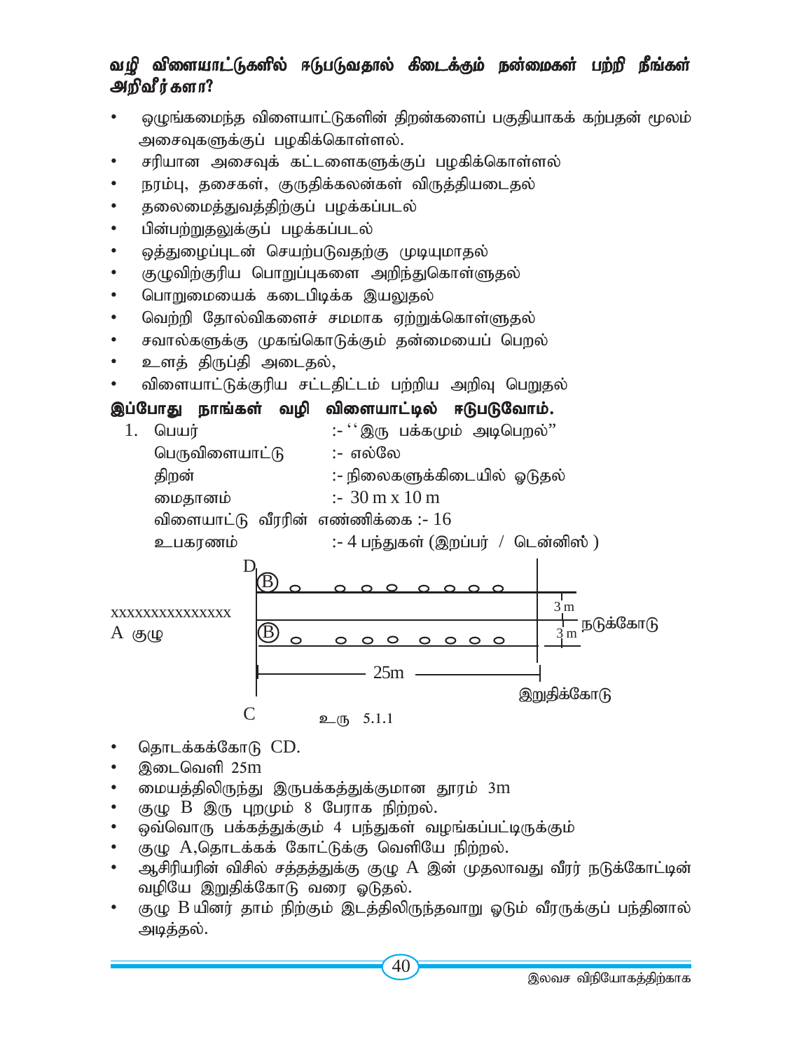**வழி விளையாட்டுகளில் ஈடுபடுவதால் கிடைக்கும் நன்மைகள் பற்றி நீங்கள் அறிவீர்களா?**

- ஒழுங்கமைந்த விளையாட்டுகளின் திறன்களைப் பகுதியாகக் கற்பதன் மூலம் அசைவுகளுக்குப் பழகிக்கொள்ளல்.
- சரியான அசைவுக் கட்டளைகளுக்குப் பழகிக்கொள்ளல்
- நரம்பு, தசைகள், குருதிக்கலன்கள் விருத்தியடைதல்
- தலைமைத்துவத்திற்குப் பழக்கப்படல்
- பின்பற்றுதலுக்குப் பழக்கப்படல்
- ஒத்துழைப்புடன் செயற்படுவதற்கு முடியுமாதல்
- குழுவிற்குரிய பொறுப்புகளை அறிந்துகொள்ளுதல்
- பொறுமையைக் கடைபிடிக்க இயலுதல்
- வெற்றி தோல்விகளைச் சமமாக ஏற்றுக்கொள்ளுதல்
- சவால்களுக்கு முகங்கொடுக்கும் தன்மையைப் பெறல்
- உளத் திருப்தி அடைதல்,
- விளையாட்டுக்குரிய சட்டதிட்டம் பற்றிய அறிவு பெறுதல்

**இப்போது நாங்கள் வழி விளையாட்டில் ஈடுபடுவோம்.**

1. பெயர் :- ''இரு பக்கமும் அடிபெறல்''
   பெருவிளையாட்டு :- எல்லே
   திறன் :- நிலைகளுக்கிடையில் ஓடுதல்
   மைதானம் :- 30 m x 10 m
   விளையாட்டு வீரரின் எண்ணிக்கை :- 16
   உபகரணம் :- 4 பந்துகள் (இறப்பர் / டென்னிஸ் )

xxxxxxxxxxxxxxx
A குழு

D, B, B, C, 3 m, 3 m, நடுக்கோடு, 25m, இறுதிக்கோடு

உரு 5.1.1

- தொடக்கக்கோடு CD.
- இடைவெளி 25m
- மையத்திலிருந்து இருபக்கத்துக்குமான தூரம் 3m
- குழு B இரு புறமும் 8 பேராக நிற்றல்.
- ஒவ்வொரு பக்கத்துக்கும் 4 பந்துகள் வழங்கப்பட்டிருக்கும்
- குழு A,தொடக்கக் கோட்டுக்கு வெளியே நிற்றல்.
- ஆசிரியரின் விசில் சத்தத்துக்கு குழு A இன் முதலாவது வீரர் நடுக்கோட்டின் வழியே இறுதிக்கோடு வரை ஓடுதல்.
- குழு B யினர் தாம் நிற்கும் இடத்திலிருந்தவாறு ஓடும் வீரருக்குப் பந்தினால் அடித்தல்.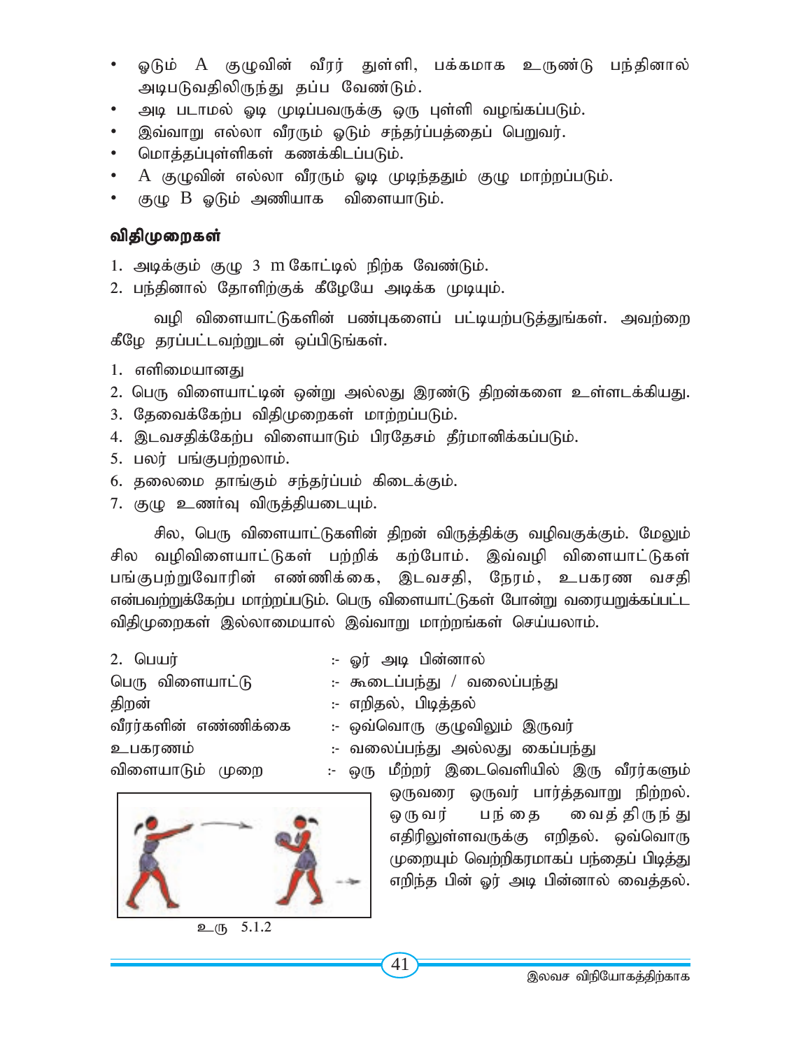- ஓடும் A குழுவின் வீரர் துள்ளி, பக்கமாக உருண்டு பந்தினால் அடிபடுவதிலிருந்து தப்ப வேண்டும்.
- அடி படாமல் ஓடி முடிப்பவருக்கு ஒரு புள்ளி வழங்கப்படும்.
- இவ்வாறு எல்லா வீரரும் ஓடும் சந்தர்ப்பத்தைப் பெறுவர்.
- மொத்தப்புள்ளிகள் கணக்கிடப்படும்.
- A குழுவின் எல்லா வீரரும் ஓடி முடிந்ததும் குழு மாற்றப்படும்.
- குழு B ஓடும் அணியாக விளையாடும்.

**விதிமுறைகள்**

1. அடிக்கும் குழு 3 m கோட்டில் நிற்க வேண்டும்.
2. பந்தினால் தோளிற்குக் கீழேயே அடிக்க முடியும்.

வழி விளையாட்டுகளின் பண்புகளைப் பட்டியற்படுத்துங்கள். அவற்றை கீழே தரப்பட்டவற்றுடன் ஒப்பிடுங்கள்.

1. எளிமையானது
2. பெரு விளையாட்டின் ஒன்று அல்லது இரண்டு திறன்களை உள்ளடக்கியது.
3. தேவைக்கேற்ப விதிமுறைகள் மாற்றப்படும்.
4. இடவசதிக்கேற்ப விளையாடும் பிரதேசம் தீர்மானிக்கப்படும்.
5. பலர் பங்குபற்றலாம்.
6. தலைமை தாங்கும் சந்தர்ப்பம் கிடைக்கும்.
7. குழு உணர்வு விருத்தியடையும்.

சில, பெரு விளையாட்டுகளின் திறன் விருத்திக்கு வழிவகுக்கும். மேலும் சில வழிவிளையாட்டுகள் பற்றிக் கற்போம். இவ்வழி விளையாட்டுகள் பங்குபற்றுவோரின் எண்ணிக்கை, இடவசதி, நேரம், உபகரண வசதி என்பவற்றுக்கேற்ப மாற்றப்படும். பெரு விளையாட்டுகள் போன்று வரையறுக்கப்பட்ட விதிமுறைகள் இல்லாமையால் இவ்வாறு மாற்றங்கள் செய்யலாம்.

2. பெயர் :- ஓர் அடி பின்னால்
பெரு விளையாட்டு :- கூடைப்பந்து / வலைப்பந்து
திறன் :- எறிதல், பிடித்தல்
வீரர்களின் எண்ணிக்கை :- ஒவ்வொரு குழுவிலும் இருவர்
உபகரணம் :- வலைப்பந்து அல்லது கைப்பந்து
விளையாடும் முறை :- ஒரு மீற்றர் இடைவெளியில் இரு வீரர்களும் ஒருவரை ஒருவர் பார்த்தவாறு நிற்றல். ஒருவர் பந்தை வைத்திருந்து எதிரிலுள்ளவருக்கு எறிதல். ஒவ்வொரு முறையும் வெற்றிகரமாகப் பந்தைப் பிடித்து எறிந்த பின் ஓர் அடி பின்னால் வைத்தல்.

உரு 5.1.2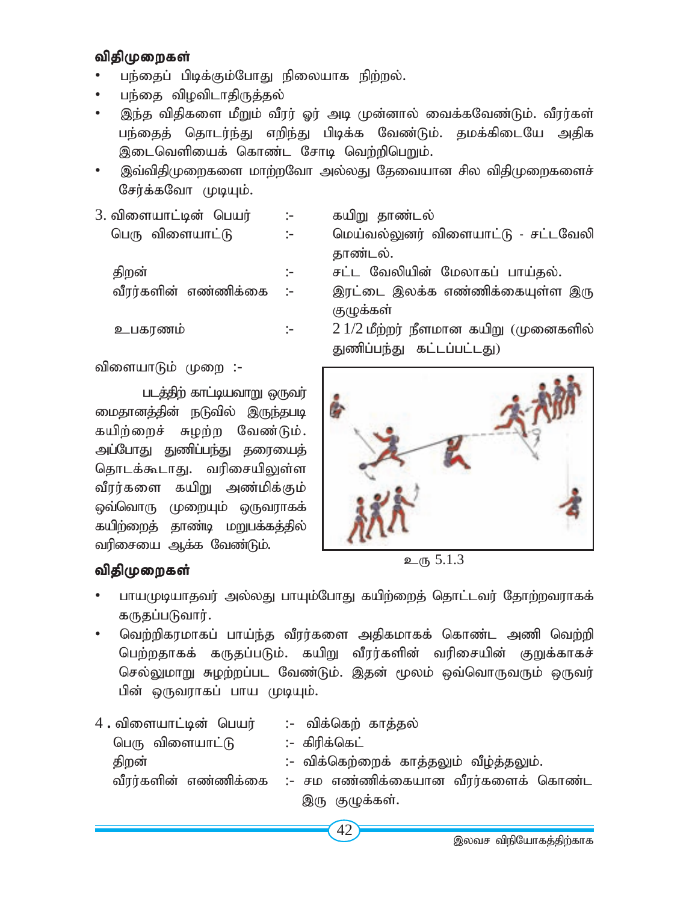**விதிமுறைகள்**

- பந்தைப் பிடிக்கும்போது நிலையாக நிற்றல்.
- பந்தை விழவிடாதிருத்தல்
- இந்த விதிகளை மீறும் வீரர் ஓர் அடி முன்னால் வைக்கவேண்டும். வீரர்கள் பந்தைத் தொடர்ந்து எறிந்து பிடிக்க வேண்டும். தமக்கிடையே அதிக இடைவெளியைக் கொண்ட சோடி வெற்றிபெறும்.
- இவ்விதிமுறைகளை மாற்றவோ அல்லது தேவையான சில விதிமுறைகளைச் சேர்க்கவோ முடியும்.

3. விளையாட்டின் பெயர் :- கயிறு தாண்டல்

பெரு விளையாட்டு :- மெய்வல்லுனர் விளையாட்டு - சட்டவேலி தாண்டல்.

திறன் :- சட்ட வேலியின் மேலாகப் பாய்தல்.

வீரர்களின் எண்ணிக்கை :- இரட்டை இலக்க எண்ணிக்கையுள்ள இரு குழுக்கள்

உபகரணம் :- 2 1/2 மீற்றர் நீளமான கயிறு (முனைகளில் துணிப்பந்து கட்டப்பட்டது)

விளையாடும் முறை :-

படத்திற் காட்டியவாறு ஒருவர் மைதானத்தின் நடுவில் இருந்தபடி கயிற்றைச் சுழற்ற வேண்டும். அப்போது துணிப்பந்து தரையைத் தொடக்கூடாது. வரிசையிலுள்ள வீரர்களை கயிறு அண்மிக்கும் ஒவ்வொரு முறையும் ஒருவராகக் கயிற்றைத் தாண்டி மறுபக்கத்தில் வரிசையை ஆக்க வேண்டும்.

உரு 5.1.3

**விதிமுறைகள்**

- பாயமுடியாதவர் அல்லது பாயும்போது கயிற்றைத் தொட்டவர் தோற்றவராகக் கருதப்படுவார்.
- வெற்றிகரமாகப் பாய்ந்த வீரர்களை அதிகமாகக் கொண்ட அணி வெற்றி பெற்றதாகக் கருதப்படும். கயிறு வீரர்களின் வரிசையின் குறுக்காகச் செல்லுமாறு சுழற்றப்பட வேண்டும். இதன் மூலம் ஒவ்வொருவரும் ஒருவர் பின் ஒருவராகப் பாய முடியும்.

4. விளையாட்டின் பெயர் :- விக்கெற் காத்தல்

பெரு விளையாட்டு :- கிரிக்கெட்

திறன் :- விக்கெற்றைக் காத்தலும் வீழ்த்தலும்.

வீரர்களின் எண்ணிக்கை :- சம எண்ணிக்கையான வீரர்களைக் கொண்ட இரு குழுக்கள்.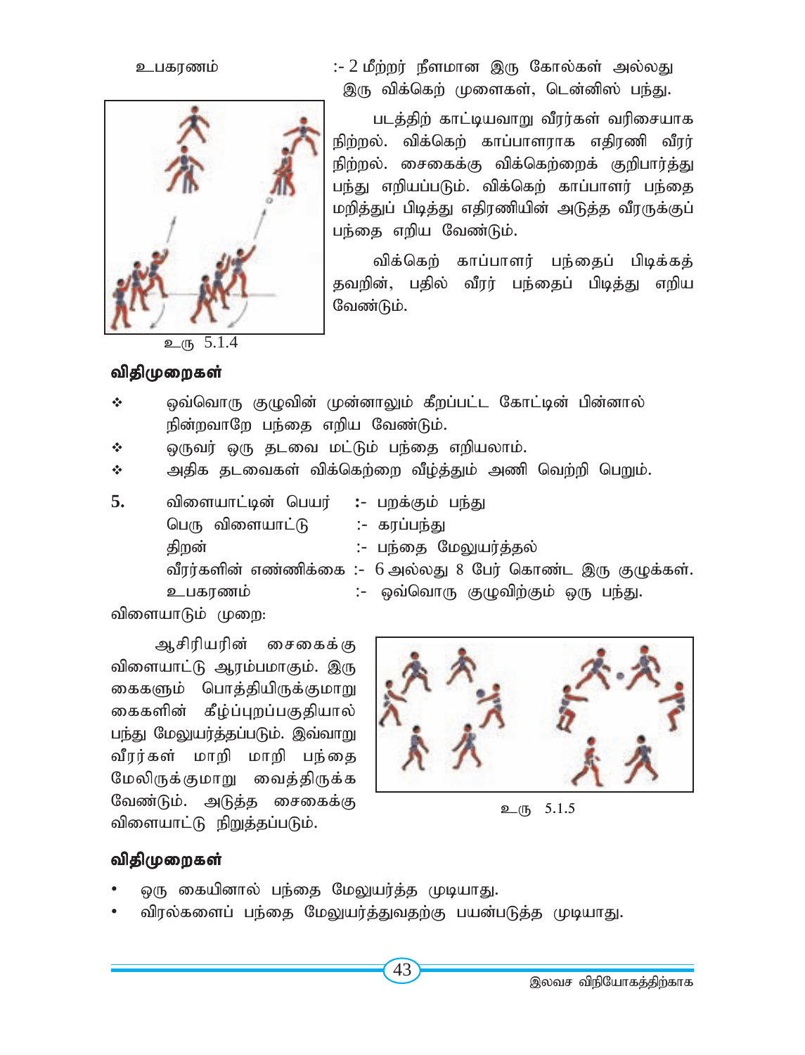உபகரணம் :- 2 மீற்றர் நீளமான இரு கோல்கள் அல்லது இரு விக்கெற் முளைகள், டென்னிஸ் பந்து.

படத்திற் காட்டியவாறு வீரர்கள் வரிசையாக நிற்றல். விக்கெற் காப்பாளராக எதிரணி வீரர் நிற்றல். சைகைக்கு விக்கெற்றைக் குறிபார்த்து பந்து எறியப்படும். விக்கெற் காப்பாளர் பந்தை மறித்துப் பிடித்து எதிரணியின் அடுத்த வீரருக்குப் பந்தை எறிய வேண்டும்.

விக்கெற் காப்பாளர் பந்தைப் பிடிக்கத் தவறின், பதில் வீரர் பந்தைப் பிடித்து எறிய வேண்டும்.

உரு 5.1.4

**விதிமுறைகள்**

- ஒவ்வொரு குழுவின் முன்னாலும் கீறப்பட்ட கோட்டின் பின்னால் நின்றவாறே பந்தை எறிய வேண்டும்.
- ஒருவர் ஒரு தடவை மட்டும் பந்தை எறியலாம்.
- அதிக தடவைகள் விக்கெற்றை வீழ்த்தும் அணி வெற்றி பெறும்.

**5.** விளையாட்டின் பெயர் :- பறக்கும் பந்து
பெரு விளையாட்டு :- கரப்பந்து
திறன் :- பந்தை மேலுயர்த்தல்
வீரர்களின் எண்ணிக்கை :- 6 அல்லது 8 பேர் கொண்ட இரு குழுக்கள்.
உபகரணம் :- ஒவ்வொரு குழுவிற்கும் ஒரு பந்து.

விளையாடும் முறை:

ஆசிரியரின் சைகைக்கு விளையாட்டு ஆரம்பமாகும். இரு கைகளும் பொத்தியிருக்குமாறு கைகளின் கீழ்ப்புறப்பகுதியால் பந்து மேலுயர்த்தப்படும். இவ்வாறு வீரர்கள் மாறி மாறி பந்தை மேலிருக்குமாறு வைத்திருக்க வேண்டும். அடுத்த சைகைக்கு விளையாட்டு நிறுத்தப்படும்.

உரு 5.1.5

**விதிமுறைகள்**

- ஒரு கையினால் பந்தை மேலுயர்த்த முடியாது.
- விரல்களைப் பந்தை மேலுயர்த்துவதற்கு பயன்படுத்த முடியாது.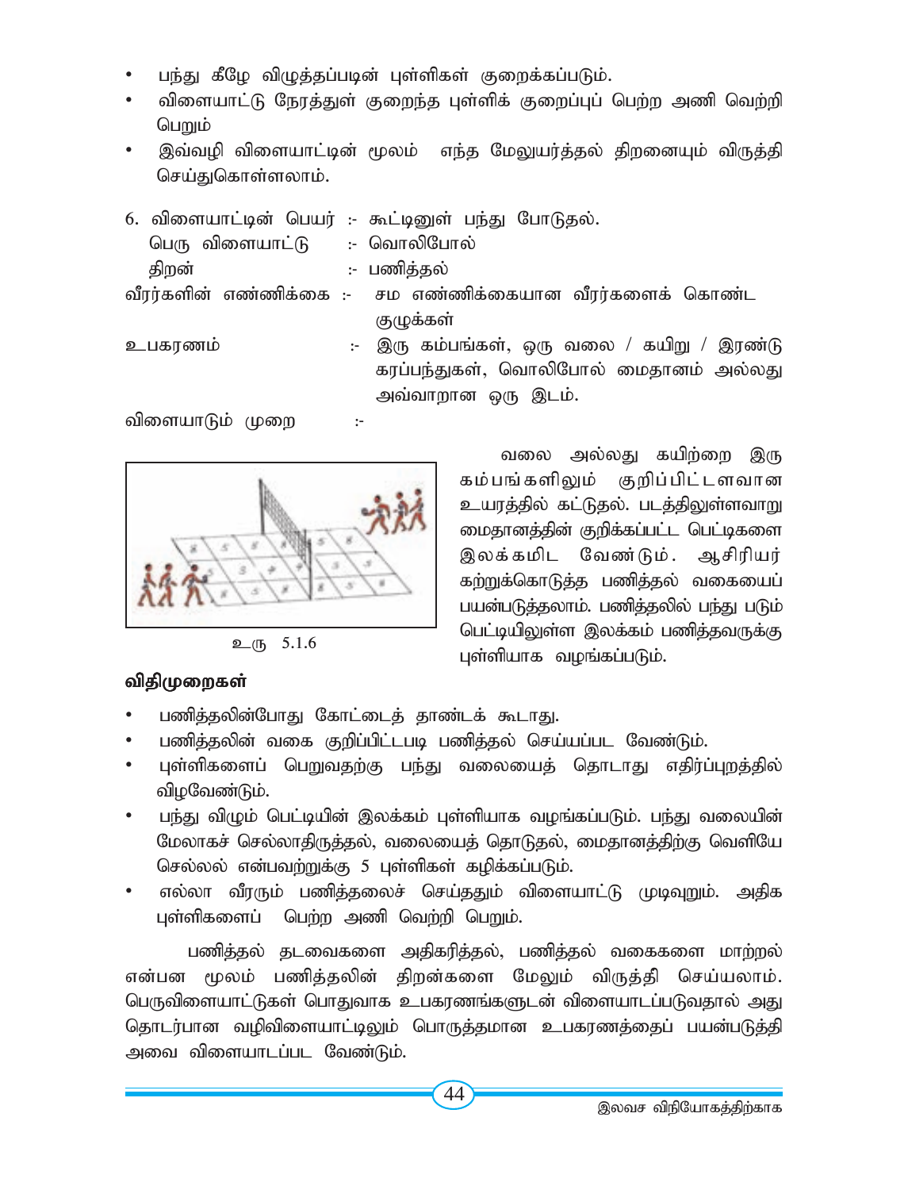- பந்து கீழே விழுத்தப்படின் புள்ளிகள் குறைக்கப்படும்.
- விளையாட்டு நேரத்துள் குறைந்த புள்ளிக் குறைப்புப் பெற்ற அணி வெற்றி பெறும்
- இவ்வழி விளையாட்டின் மூலம் எந்த மேலுயர்த்தல் திறனையும் விருத்தி செய்துகொள்ளலாம்.

6. விளையாட்டின் பெயர் :- கூட்டினுள் பந்து போடுதல்.
   பெரு விளையாட்டு :- வொலிபோல்
   திறன் :- பணித்தல்

வீரர்களின் எண்ணிக்கை :- சம எண்ணிக்கையான வீரர்களைக் கொண்ட குழுக்கள்

உபகரணம் :- இரு கம்பங்கள், ஒரு வலை / கயிறு / இரண்டு கரப்பந்துகள், வொலிபோல் மைதானம் அல்லது அவ்வாறான ஒரு இடம்.

விளையாடும் முறை :-

வலை அல்லது கயிற்றை இரு கம்பங்களிலும் குறிப்பிட்டளவான உயரத்தில் கட்டுதல். படத்திலுள்ளவாறு மைதானத்தின் குறிக்கப்பட்ட பெட்டிகளை இலக்கமிட வேண்டும். ஆசிரியர் கற்றுக்கொடுத்த பணித்தல் வகையைப் பயன்படுத்தலாம். பணித்தலில் பந்து படும் பெட்டியிலுள்ள இலக்கம் பணித்தவருக்கு புள்ளியாக வழங்கப்படும்.

உரு 5.1.6

**விதிமுறைகள்**

- பணித்தலின்போது கோட்டைத் தாண்டக் கூடாது.
- பணித்தலின் வகை குறிப்பிட்டபடி பணித்தல் செய்யப்பட வேண்டும்.
- புள்ளிகளைப் பெறுவதற்கு பந்து வலையைத் தொடாது எதிர்ப்புறத்தில் விழவேண்டும்.
- பந்து விழும் பெட்டியின் இலக்கம் புள்ளியாக வழங்கப்படும். பந்து வலையின் மேலாகச் செல்லாதிருத்தல், வலையைத் தொடுதல், மைதானத்திற்கு வெளியே செல்லல் என்பவற்றுக்கு 5 புள்ளிகள் கழிக்கப்படும்.
- எல்லா வீரரும் பணித்தலைச் செய்ததும் விளையாட்டு முடிவுறும். அதிக புள்ளிகளைப் பெற்ற அணி வெற்றி பெறும்.

பணித்தல் தடவைகளை அதிகரித்தல், பணித்தல் வகைகளை மாற்றல் என்பன மூலம் பணித்தலின் திறன்களை மேலும் விருத்தி செய்யலாம். பெருவிளையாட்டுகள் பொதுவாக உபகரணங்களுடன் விளையாடப்படுவதால் அது தொடர்பான வழிவிளையாட்டிலும் பொருத்தமான உபகரணத்தைப் பயன்படுத்தி அவை விளையாடப்பட வேண்டும்.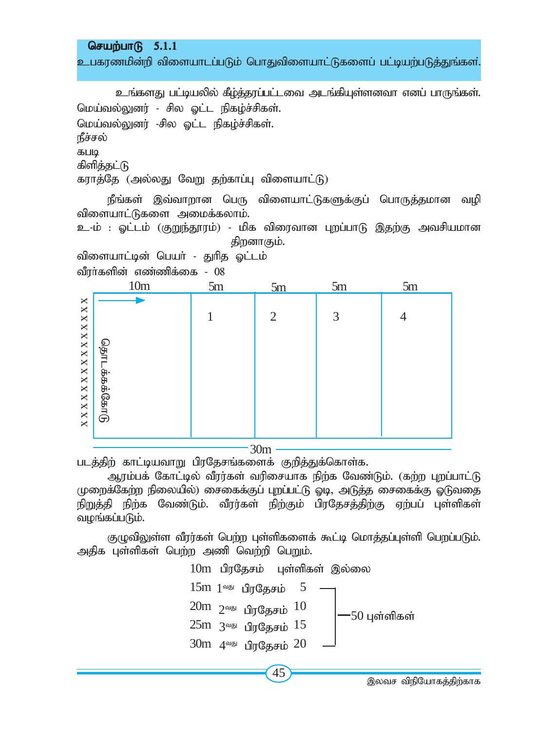**செயற்பாடு 5.1.1**

உபகரணமின்றி விளையாடப்படும் பொதுவிளையாட்டுகளைப் பட்டியற்படுத்துங்கள்.

உங்களது பட்டியலில் கீழ்த்தரப்பட்டவை அடங்கியுள்ளனவா எனப் பாருங்கள்.

மெய்வல்லுனர் - சில ஓட்ட நிகழ்ச்சிகள்.

மெய்வல்லுனர் -சில ஓட்ட நிகழ்ச்சிகள்.

நீச்சல்

கபடி

கிளித்தட்டு

கராத்தே (அல்லது வேறு தற்காப்பு விளையாட்டு)

நீங்கள் இவ்வாறான பெரு விளையாட்டுகளுக்குப் பொருத்தமான வழி விளையாட்டுகளை அமைக்கலாம்.

உ-ம் : ஓட்டம் (குறுந்தூரம்) - மிக விரைவான புறப்பாடு இதற்கு அவசியமான திறனாகும்.

விளையாட்டின் பெயர் - துரித ஓட்டம்

வீரர்களின் எண்ணிக்கை - 08

10m 5m 5m 5m 5m

தொடக்கக்கோடு

1 2 3 4

30m

படத்திற் காட்டியவாறு பிரதேசங்களைக் குறித்துக்கொள்க.

ஆரம்பக் கோட்டில் வீரர்கள் வரிசையாக நிற்க வேண்டும். (கற்ற புறப்பாட்டு முறைக்கேற்ற நிலையில்) சைகைக்குப் புறப்பட்டு ஓடி, அடுத்த சைகைக்கு ஓடுவதை நிறுத்தி நிற்க வேண்டும். வீரர்கள் நிற்கும் பிரதேசத்திற்கு ஏற்பப் புள்ளிகள் வழங்கப்படும்.

குழுவிலுள்ள வீரர்கள் பெற்ற புள்ளிகளைக் கூட்டி மொத்தப்புள்ளி பெறப்படும். அதிக புள்ளிகள் பெற்ற அணி வெற்றி பெறும்.

| | | | |
|---|---|---|---|
| 10m | பிரதேசம் | புள்ளிகள் இல்லை | |
| 15m | 1வது பிரதேசம் | 5 | 50 புள்ளிகள் |
| 20m | 2வது பிரதேசம் | 10 | |
| 25m | 3வது பிரதேசம் | 15 | |
| 30m | 4வது பிரதேசம் | 20 | |